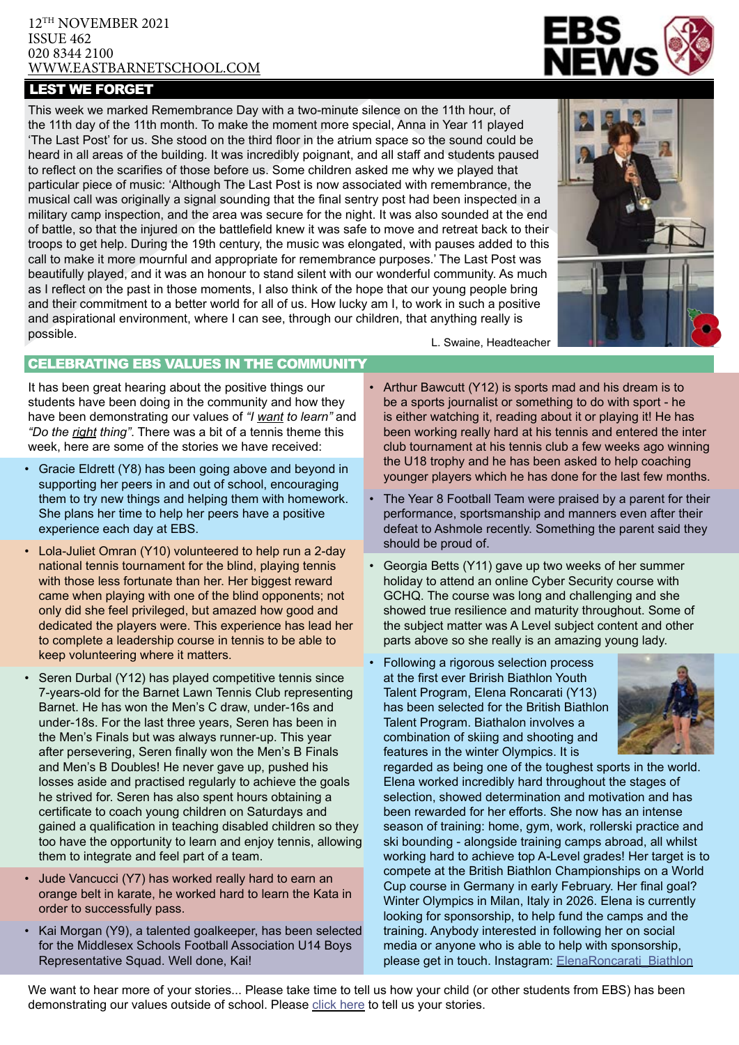12TH NOVEMBER 2021
ISSUE 462
020 8344 2100
WWW.EASTBARNETSCHOOL.COM

# EBS NEWS

## LEST WE FORGET

This week we marked Remembrance Day with a two-minute silence on the 11th hour, of the 11th day of the 11th month. To make the moment more special, Anna in Year 11 played 'The Last Post' for us. She stood on the third floor in the atrium space so the sound could be heard in all areas of the building. It was incredibly poignant, and all staff and students paused to reflect on the scarifies of those before us. Some children asked me why we played that particular piece of music: 'Although The Last Post is now associated with remembrance, the musical call was originally a signal sounding that the final sentry post had been inspected in a military camp inspection, and the area was secure for the night. It was also sounded at the end of battle, so that the injured on the battlefield knew it was safe to move and retreat back to their troops to get help. During the 19th century, the music was elongated, with pauses added to this call to make it more mournful and appropriate for remembrance purposes.' The Last Post was beautifully played, and it was an honour to stand silent with our wonderful community. As much as I reflect on the past in those moments, I also think of the hope that our young people bring and their commitment to a better world for all of us. How lucky am I, to work in such a positive and aspirational environment, where I can see, through our children, that anything really is possible.

L. Swaine, Headteacher

## CELEBRATING EBS VALUES IN THE COMMUNITY

It has been great hearing about the positive things our students have been doing in the community and how they have been demonstrating our values of *"I want to learn"* and *"Do the right thing"*. There was a bit of a tennis theme this week, here are some of the stories we have received:

- Gracie Eldrett (Y8) has been going above and beyond in supporting her peers in and out of school, encouraging them to try new things and helping them with homework. She plans her time to help her peers have a positive experience each day at EBS.
- Lola-Juliet Omran (Y10) volunteered to help run a 2-day national tennis tournament for the blind, playing tennis with those less fortunate than her. Her biggest reward came when playing with one of the blind opponents; not only did she feel privileged, but amazed how good and dedicated the players were. This experience has lead her to complete a leadership course in tennis to be able to keep volunteering where it matters.
- Seren Durbal (Y12) has played competitive tennis since 7-years-old for the Barnet Lawn Tennis Club representing Barnet. He has won the Men's C draw, under-16s and under-18s. For the last three years, Seren has been in the Men's Finals but was always runner-up. This year after persevering, Seren finally won the Men's B Finals and Men's B Doubles! He never gave up, pushed his losses aside and practised regularly to achieve the goals he strived for. Seren has also spent hours obtaining a certificate to coach young children on Saturdays and gained a qualification in teaching disabled children so they too have the opportunity to learn and enjoy tennis, allowing them to integrate and feel part of a team.
- Jude Vancucci (Y7) has worked really hard to earn an orange belt in karate, he worked hard to learn the Kata in order to successfully pass.
- Kai Morgan (Y9), a talented goalkeeper, has been selected for the Middlesex Schools Football Association U14 Boys Representative Squad. Well done, Kai!
- Arthur Bawcutt (Y12) is sports mad and his dream is to be a sports journalist or something to do with sport - he is either watching it, reading about it or playing it! He has been working really hard at his tennis and entered the inter club tournament at his tennis club a few weeks ago winning the U18 trophy and he has been asked to help coaching younger players which he has done for the last few months.
- The Year 8 Football Team were praised by a parent for their performance, sportsmanship and manners even after their defeat to Ashmole recently. Something the parent said they should be proud of.
- Georgia Betts (Y11) gave up two weeks of her summer holiday to attend an online Cyber Security course with GCHQ. The course was long and challenging and she showed true resilience and maturity throughout. Some of the subject matter was A Level subject content and other parts above so she really is an amazing young lady.
- Following a rigorous selection process at the first ever Brirish Biathlon Youth Talent Program, Elena Roncarati (Y13) has been selected for the British Biathlon Talent Program. Biathalon involves a combination of skiing and shooting and features in the winter Olympics. It is regarded as being one of the toughest sports in the world. Elena worked incredibly hard throughout the stages of selection, showed determination and motivation and has been rewarded for her efforts. She now has an intense season of training: home, gym, work, rollerski practice and ski bounding - alongside training camps abroad, all whilst working hard to achieve top A-Level grades! Her target is to compete at the British Biathlon Championships on a World Cup course in Germany in early February. Her final goal? Winter Olympics in Milan, Italy in 2026. Elena is currently looking for sponsorship, to help fund the camps and the training. Anybody interested in following her on social media or anyone who is able to help with sponsorship, please get in touch. Instagram: ElenaRoncarati_Biathlon

We want to hear more of your stories... Please take time to tell us how your child (or other students from EBS) has been demonstrating our values outside of school. Please click here to tell us your stories.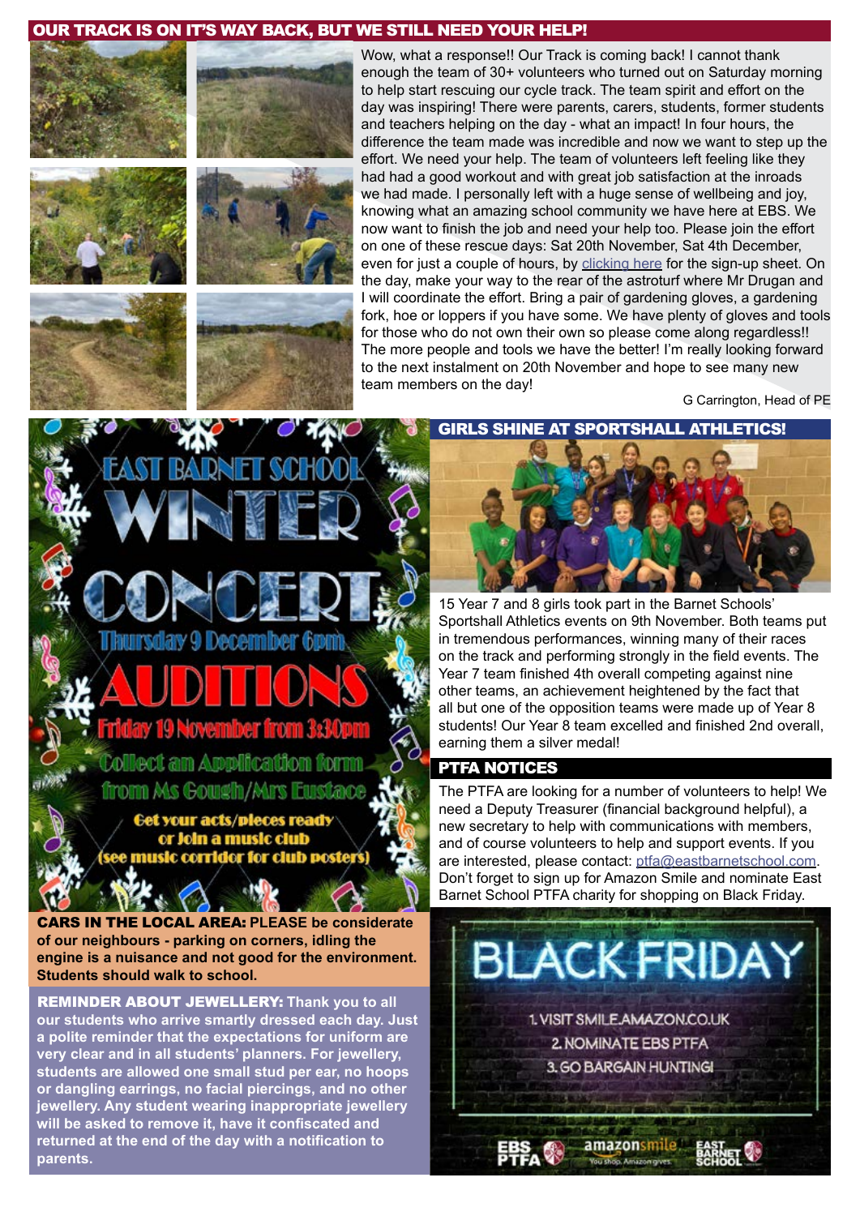## OUR TRACK IS ON IT'S WAY BACK, BUT WE STILL NEED YOUR HELP!

Wow, what a response!! Our Track is coming back! I cannot thank enough the team of 30+ volunteers who turned out on Saturday morning to help start rescuing our cycle track. The team spirit and effort on the day was inspiring! There were parents, carers, students, former students and teachers helping on the day - what an impact! In four hours, the difference the team made was incredible and now we want to step up the effort. We need your help. The team of volunteers left feeling like they had had a good workout and with great job satisfaction at the inroads we had made. I personally left with a huge sense of wellbeing and joy, knowing what an amazing school community we have here at EBS. We now want to finish the job and need your help too. Please join the effort on one of these rescue days: Sat 20th November, Sat 4th December, even for just a couple of hours, by clicking here for the sign-up sheet. On the day, make your way to the rear of the astroturf where Mr Drugan and I will coordinate the effort. Bring a pair of gardening gloves, a gardening fork, hoe or loppers if you have some. We have plenty of gloves and tools for those who do not own their own so please come along regardless!! The more people and tools we have the better! I'm really looking forward to the next instalment on 20th November and hope to see many new team members on the day!

G Carrington, Head of PE

## EAST BARNET SCHOOL WINTER CONCERT

Thursday 9 December 6pm

**AUDITIONS**

Friday 19 November from 3:30pm

Collect an Application form from Ms Gough/Mrs Eustace

Get your acts/pieces ready or Join a music club (see music corridor for club posters)

## GIRLS SHINE AT SPORTSHALL ATHLETICS!

15 Year 7 and 8 girls took part in the Barnet Schools' Sportshall Athletics events on 9th November. Both teams put in tremendous performances, winning many of their races on the track and performing strongly in the field events. The Year 7 team finished 4th overall competing against nine other teams, an achievement heightened by the fact that all but one of the opposition teams were made up of Year 8 students! Our Year 8 team excelled and finished 2nd overall, earning them a silver medal!

## PTFA NOTICES

The PTFA are looking for a number of volunteers to help! We need a Deputy Treasurer (financial background helpful), a new secretary to help with communications with members, and of course volunteers to help and support events. If you are interested, please contact: ptfa@eastbarnetschool.com. Don't forget to sign up for Amazon Smile and nominate East Barnet School PTFA charity for shopping on Black Friday.

**CARS IN THE LOCAL AREA:** PLEASE be considerate of our neighbours - parking on corners, idling the engine is a nuisance and not good for the environment. Students should walk to school.

**REMINDER ABOUT JEWELLERY:** Thank you to all our students who arrive smartly dressed each day. Just a polite reminder that the expectations for uniform are very clear and in all students' planners. For jewellery, students are allowed one small stud per ear, no hoops or dangling earrings, no facial piercings, and no other jewellery. Any student wearing inappropriate jewellery will be asked to remove it, have it confiscated and returned at the end of the day with a notification to parents.

## BLACK FRIDAY

1. VISIT SMILE.AMAZON.CO.UK
2. NOMINATE EBS PTFA
3. GO BARGAIN HUNTING!

EBS PTFA · amazonsmile · EAST BARNET SCHOOL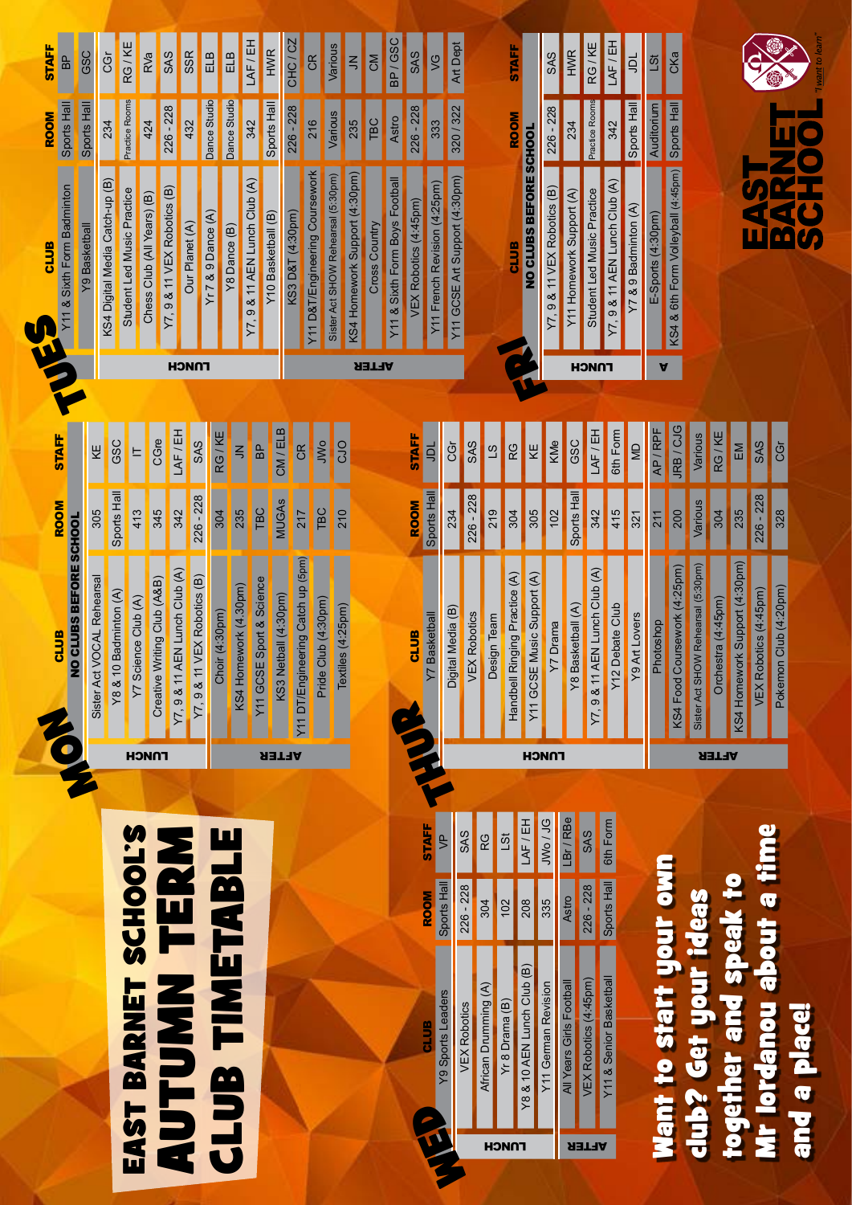# EAST BARNET SCHOOL'S AUTUMN TERM CLUB TIMETABLE

## MON

| | CLUB | ROOM | STAFF |
|---|---|---|---|
| | NO CLUBS BEFORE SCHOOL | | |
| LUNCH | Sister Act VOCAL Rehearsal | 305 | KE |
| | Y8 & 10 Badminton (A) | Sports Hall | GSC |
| | Y7 Science Club (A) | 413 | IT |
| | Creative Writing Club (A&B) | 345 | CGre |
| | Y7, 9 & 11 AEN Lunch Club (A) | 342 | LAF / EH |
| | Y7, 9 & 11 VEX Robotics (B) | 226 - 228 | SAS |
| AFTER | Choir (4:30pm) | 304 | RG / KE |
| | KS4 Homework (4.30pm) | 235 | JN |
| | Y11 GCSE Sport & Science | TBC | BP |
| | KS3 Netball (4:30pm) | MUGAs | CM / ELB |
| | Y11 DT/Engineering Catch up (5pm) | 217 | CR |
| | Pride Club (4:30pm) | TBC | JWo |
| | Textiles (4:25pm) | 210 | CJO |

## TUES

| | CLUB | ROOM | STAFF |
|---|---|---|---|
| | Y11 & Sixth Form Badminton | Sports Hall | BP |
| | Y9 Basketball | Sports Hall | GSC |
| LUNCH | KS4 Digital Media Catch-up (B) | 234 | CGr |
| | Student Led Music Practice | Practice Rooms | RG / KE |
| | Chess Club (All Years) (B) | 424 | RVa |
| | Y7, 9 & 11 VEX Robotics (B) | 226 - 228 | SAS |
| | Our Planet (A) | 432 | SSR |
| | Yr 7 & 9 Dance (A) | Dance Studio | ELB |
| | Y8 Dance (B) | Dance Studio | ELB |
| | Y7, 9 & 11 AEN Lunch Club (A) | 342 | LAF / EH |
| | Y10 Basketball (B) | Sports Hall | HWR |
| AFTER | KS3 D&T (4:30pm) | 226 - 228 | CHC / CZ |
| | Y11 D&T/Engineering Coursework | 216 | CR |
| | Sister Act SHOW Rehearsal (5:30pm) | Various | Various |
| | KS4 Homework Support (4:30pm) | 235 | JN |
| | Cross Country | TBC | CM |
| | Y11 & Sixth Form Boys Football | Astro | BP / GSC |
| | VEX Robotics (4:45pm) | 226 - 228 | SAS |
| | Y11 French Revision (4:25pm) | 333 | VG |
| | Y11 GCSE Art Support (4:30pm) | 320 / 322 | Art Dept |

## WED

| | CLUB | ROOM | STAFF |
|---|---|---|---|
| | Y9 Sports Leaders | Sports Hall | VP |
| LUNCH | VEX Robotics | 226 - 228 | SAS |
| | African Drumming (A) | 304 | RG |
| | Yr 8 Drama (B) | 102 | LSt |
| | Y8 & 10 AEN Lunch Club (B) | 208 | LAF / EH |
| | Y11 German Revision | 335 | JWo / JG |
| AFTER | All Years Girls Football | Astro | LBr / RBe |
| | VEX Robotics (4:45pm) | 226 - 228 | SAS |
| | Y11 & Senior Basketball | Sports Hall | 6th Form |

## THUR

| | CLUB | ROOM | STAFF |
|---|---|---|---|
| | Y7 Basketball | Sports Hall | JDL |
| LUNCH | Digital Media (B) | 234 | CGr |
| | VEX Robotics | 226 - 228 | SAS |
| | Design Team | 219 | LS |
| | Handbell Ringing Practice (A) | 304 | RG |
| | Y11 GCSE Music Support (A) | 305 | KE |
| | Y7 Drama | 102 | KMe |
| | Y8 Basketball (A) | Sports Hall | GSC |
| | Y7, 9 & 11 AEN Lunch Club (A) | 342 | LAF / EH |
| | Y12 Debate Club | 415 | 6th Form |
| | Y9 Art Lovers | 321 | MD |
| AFTER | Photoshop | 211 | AP / RPF |
| | KS4 Food Coursework (4:25pm) | 200 | JRB / CJG |
| | Sister Act SHOW Rehearsal (5:30pm) | Various | Various |
| | Orchestra (4:45pm) | 304 | RG / KE |
| | KS4 Homework Support (4:30pm) | 235 | EM |
| | VEX Robotics (4:45pm) | 226 - 228 | SAS |
| | Pokemon Club (4:20pm) | 328 | CGr |

## FRI

| | CLUB | ROOM | STAFF |
|---|---|---|---|
| | NO CLUBS BEFORE SCHOOL | | |
| LUNCH | Y7, 9 & 11 VEX Robotics (B) | 226 - 228 | SAS |
| | Y11 Homework Support (A) | 234 | HWR |
| | Student Led Music Practice | Practice Rooms | RG / KE |
| | Y7, 9 & 11 AEN Lunch Club (A) | 342 | LAF / EH |
| | Y7 & 9 Badminton (A) | Sports Hall | JDL |
| A | E-Sports (4:30pm) | Auditorium | LSt |
| | KS4 & 6th Form Volleyball (4:45pm) | Sports Hall | CKa |

**Want to start your own club? Get your ideas together and speak to Mr Iordanou about a time and a place!**

EAST BARNET SCHOOL "I want to learn"